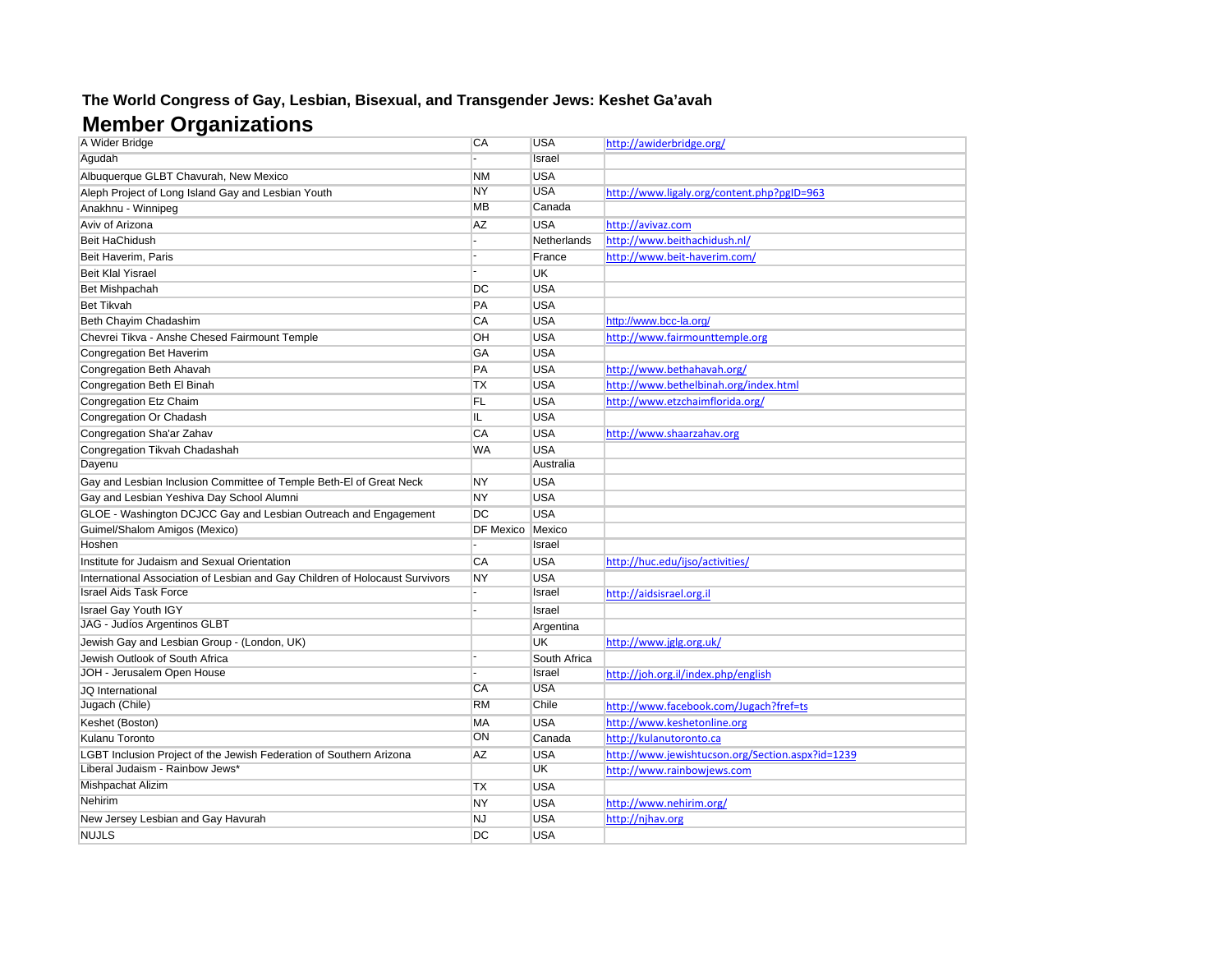**The World Congress of Gay, Lesbian, Bisexual, and Transgender Jews: Keshet Ga'avah**

# Member Organizations

| Organization | State/Region | Country | Website |
|---|---|---|---|
| A Wider Bridge | CA | USA | http://awiderbridge.org/ |
| Agudah | - | Israel | |
| Albuquerque GLBT Chavurah, New Mexico | NM | USA | |
| Aleph Project of Long Island Gay and Lesbian Youth | NY | USA | http://www.ligaly.org/content.php?pgID=963 |
| Anakhnu - Winnipeg | MB | Canada | |
| Aviv of Arizona | AZ | USA | http://avivaz.com |
| Beit HaChidush | - | Netherlands | http://www.beithachidush.nl/ |
| Beit Haverim, Paris | - | France | http://www.beit-haverim.com/ |
| Beit Klal Yisrael | - | UK | |
| Bet Mishpachah | DC | USA | |
| Bet Tikvah | PA | USA | |
| Beth Chayim Chadashim | CA | USA | http://www.bcc-la.org/ |
| Chevrei Tikva - Anshe Chesed Fairmount Temple | OH | USA | http://www.fairmounttemple.org |
| Congregation Bet Haverim | GA | USA | |
| Congregation Beth Ahavah | PA | USA | http://www.bethahavah.org/ |
| Congregation Beth El Binah | TX | USA | http://www.bethelbinah.org/index.html |
| Congregation Etz Chaim | FL | USA | http://www.etzchaimflorida.org/ |
| Congregation Or Chadash | IL | USA | |
| Congregation Sha'ar Zahav | CA | USA | http://www.shaarzahav.org |
| Congregation Tikvah Chadashah | WA | USA | |
| Dayenu | | Australia | |
| Gay and Lesbian Inclusion Committee of Temple Beth-El of Great Neck | NY | USA | |
| Gay and Lesbian Yeshiva Day School Alumni | NY | USA | |
| GLOE - Washington DCJCC Gay and Lesbian Outreach and Engagement | DC | USA | |
| Guimel/Shalom Amigos (Mexico) | DF Mexico | Mexico | |
| Hoshen | - | Israel | |
| Institute for Judaism and Sexual Orientation | CA | USA | http://huc.edu/ijso/activities/ |
| International Association of Lesbian and Gay Children of Holocaust Survivors | NY | USA | |
| Israel Aids Task Force | - | Israel | http://aidsisrael.org.il |
| Israel Gay Youth IGY | - | Israel | |
| JAG - Judíos Argentinos GLBT | | Argentina | |
| Jewish Gay and Lesbian Group - (London, UK) | | UK | http://www.jglg.org.uk/ |
| Jewish Outlook of South Africa | - | South Africa | |
| JOH - Jerusalem Open House | - | Israel | http://joh.org.il/index.php/english |
| JQ International | CA | USA | |
| Jugach (Chile) | RM | Chile | http://www.facebook.com/Jugach?fref=ts |
| Keshet (Boston) | MA | USA | http://www.keshetonline.org |
| Kulanu Toronto | ON | Canada | http://kulanutoronto.ca |
| LGBT Inclusion Project of the Jewish Federation of Southern Arizona | AZ | USA | http://www.jewishtucson.org/Section.aspx?id=1239 |
| Liberal Judaism - Rainbow Jews* | | UK | http://www.rainbowjews.com |
| Mishpachat Alizim | TX | USA | |
| Nehirim | NY | USA | http://www.nehirim.org/ |
| New Jersey Lesbian and Gay Havurah | NJ | USA | http://njhav.org |
| NUJLS | DC | USA | |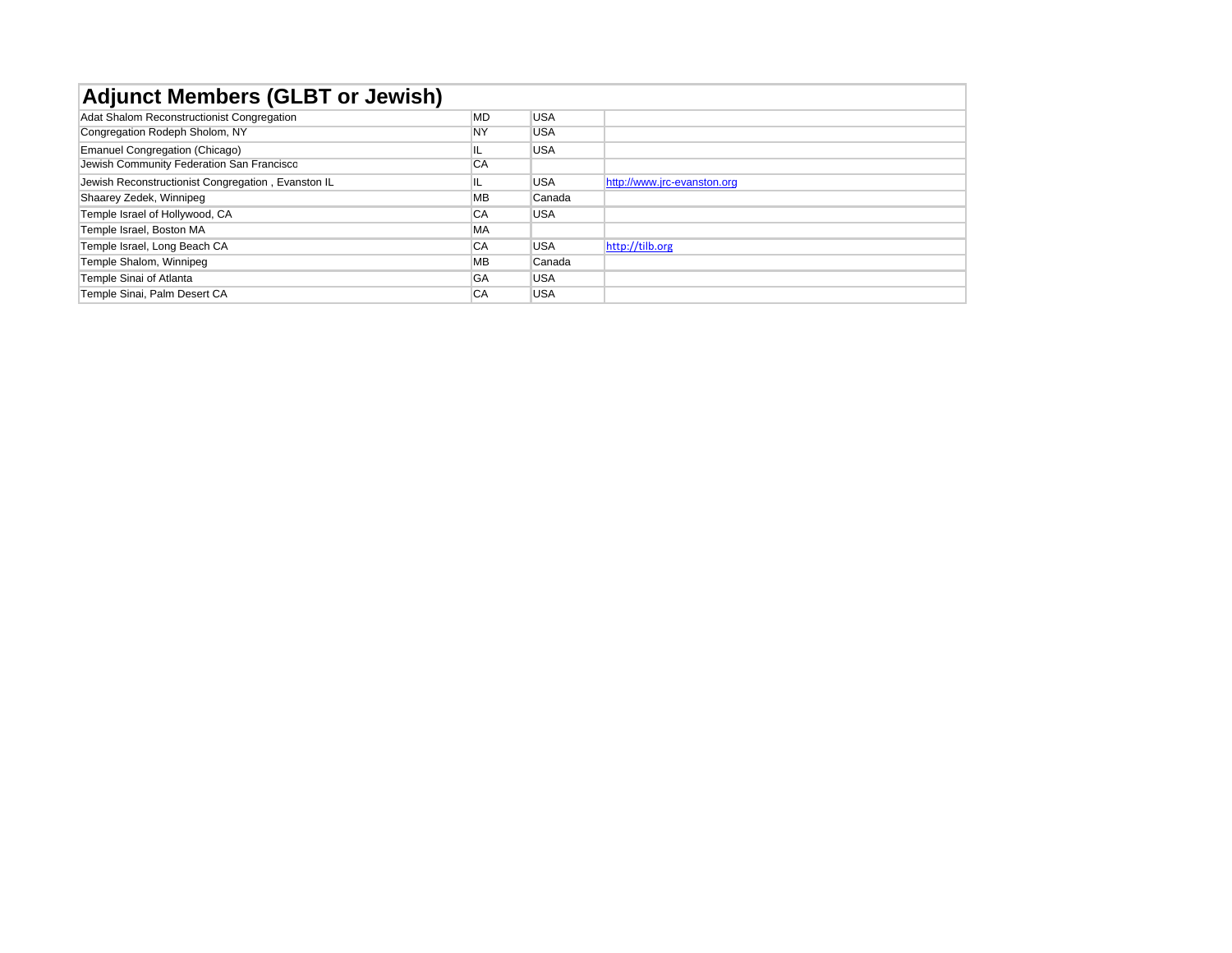## Adjunct Members (GLBT or Jewish)

| | | | |
|---|---|---|---|
| Adat Shalom Reconstructionist Congregation | MD | USA | |
| Congregation Rodeph Sholom, NY | NY | USA | |
| Emanuel Congregation (Chicago) | IL | USA | |
| Jewish Community Federation San Francisco | CA | | |
| Jewish Reconstructionist Congregation , Evanston IL | IL | USA | http://www.jrc-evanston.org |
| Shaarey Zedek, Winnipeg | MB | Canada | |
| Temple Israel of Hollywood, CA | CA | USA | |
| Temple Israel, Boston MA | MA | | |
| Temple Israel, Long Beach CA | CA | USA | http://tilb.org |
| Temple Shalom, Winnipeg | MB | Canada | |
| Temple Sinai of Atlanta | GA | USA | |
| Temple Sinai, Palm Desert CA | CA | USA | |